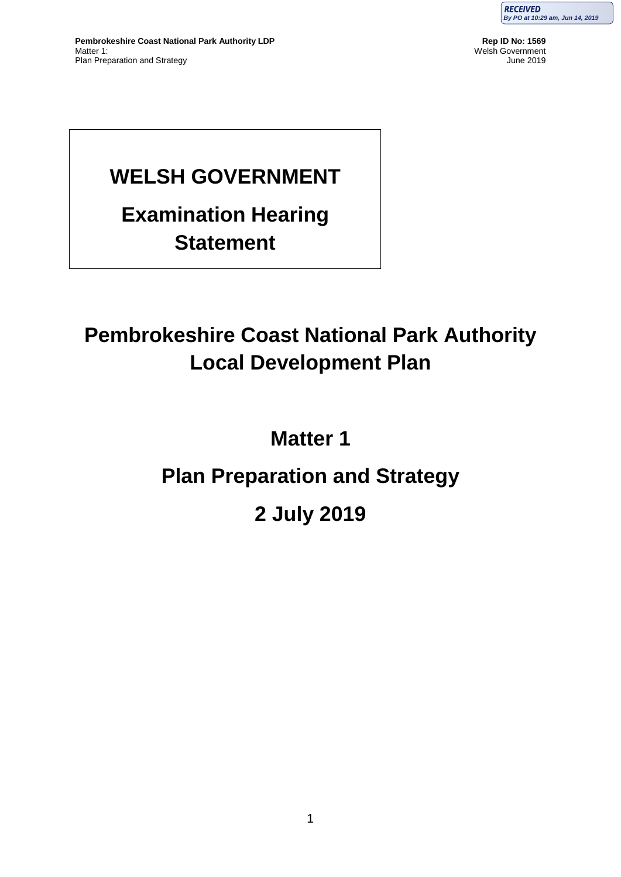# WELSH GOVERNMENT

## Examination Hearing Statement

# Pembrokeshire Coast National Park Authority Local Development Plan

## Matter 1

## Plan Preparation and Strategy

## 2 July 2019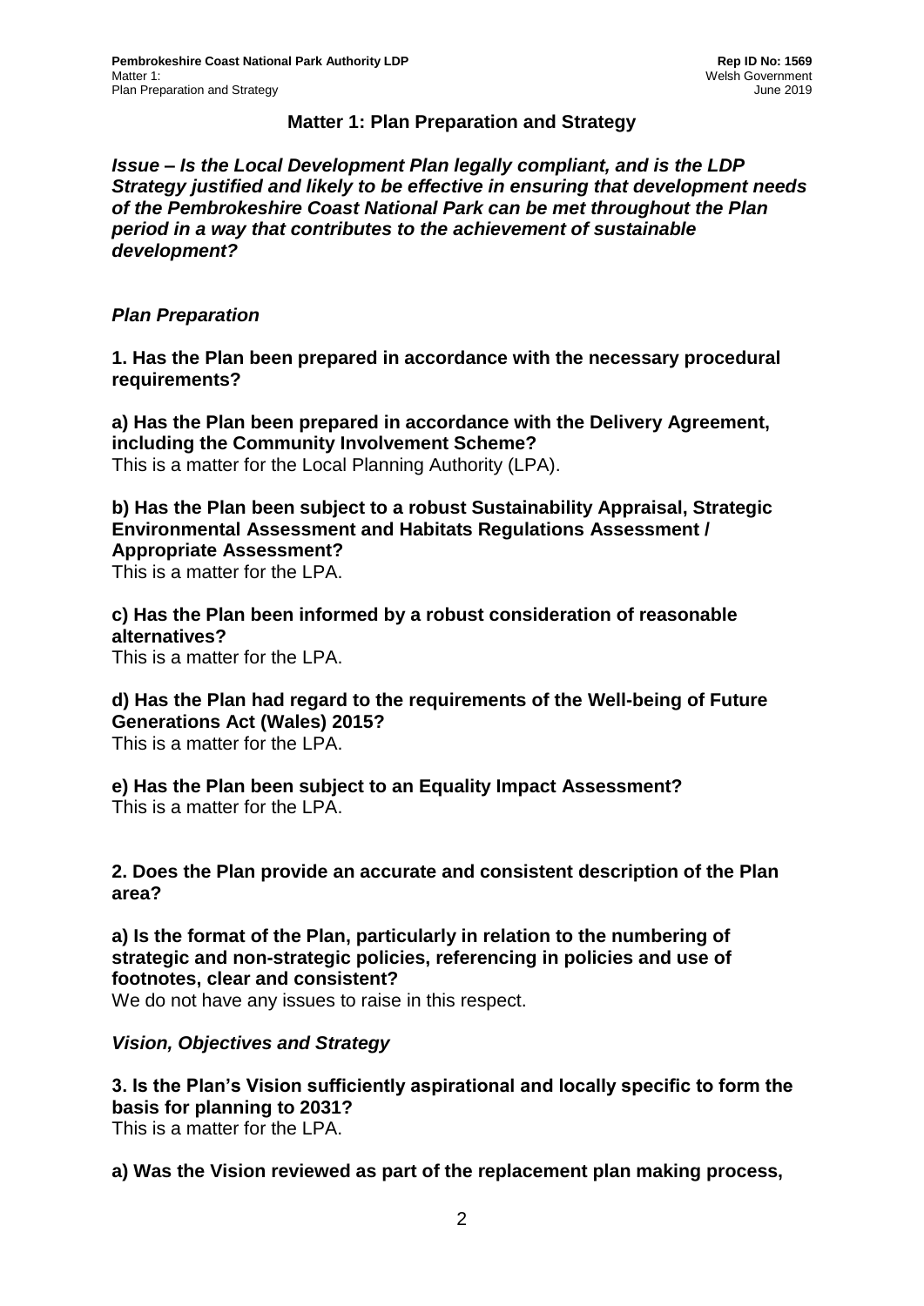## Matter 1: Plan Preparation and Strategy

***Issue – Is the Local Development Plan legally compliant, and is the LDP Strategy justified and likely to be effective in ensuring that development needs of the Pembrokeshire Coast National Park can be met throughout the Plan period in a way that contributes to the achievement of sustainable development?***

### *Plan Preparation*

**1. Has the Plan been prepared in accordance with the necessary procedural requirements?**

**a) Has the Plan been prepared in accordance with the Delivery Agreement, including the Community Involvement Scheme?**
This is a matter for the Local Planning Authority (LPA).

**b) Has the Plan been subject to a robust Sustainability Appraisal, Strategic Environmental Assessment and Habitats Regulations Assessment / Appropriate Assessment?**
This is a matter for the LPA.

**c) Has the Plan been informed by a robust consideration of reasonable alternatives?**
This is a matter for the LPA.

**d) Has the Plan had regard to the requirements of the Well-being of Future Generations Act (Wales) 2015?**
This is a matter for the LPA.

**e) Has the Plan been subject to an Equality Impact Assessment?**
This is a matter for the LPA.

**2. Does the Plan provide an accurate and consistent description of the Plan area?**

**a) Is the format of the Plan, particularly in relation to the numbering of strategic and non-strategic policies, referencing in policies and use of footnotes, clear and consistent?**
We do not have any issues to raise in this respect.

### *Vision, Objectives and Strategy*

**3. Is the Plan's Vision sufficiently aspirational and locally specific to form the basis for planning to 2031?**
This is a matter for the LPA.

**a) Was the Vision reviewed as part of the replacement plan making process,**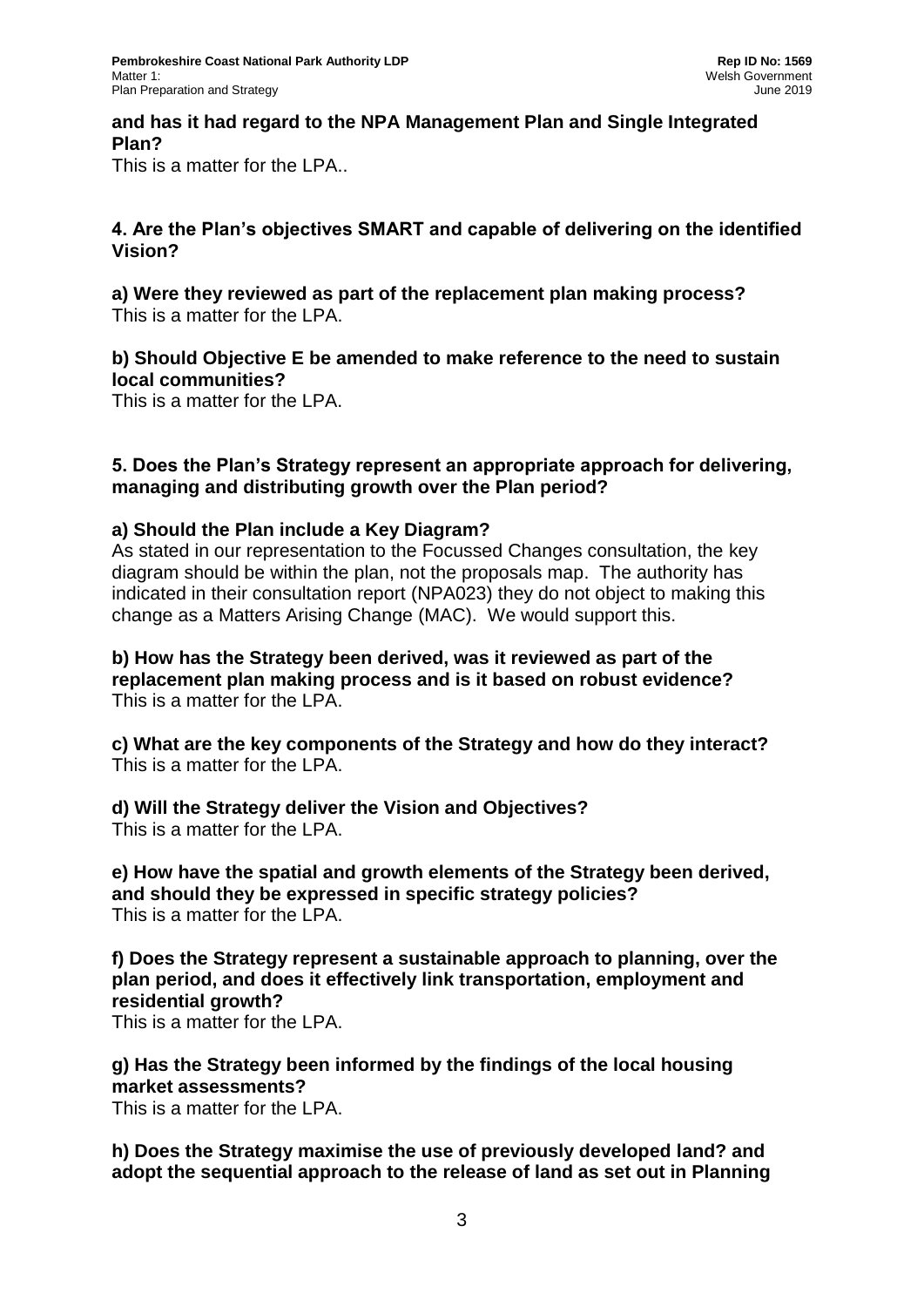**and has it had regard to the NPA Management Plan and Single Integrated Plan?**

This is a matter for the LPA..

**4. Are the Plan's objectives SMART and capable of delivering on the identified Vision?**

**a) Were they reviewed as part of the replacement plan making process?**

This is a matter for the LPA.

**b) Should Objective E be amended to make reference to the need to sustain local communities?**

This is a matter for the LPA.

**5. Does the Plan's Strategy represent an appropriate approach for delivering, managing and distributing growth over the Plan period?**

**a) Should the Plan include a Key Diagram?**

As stated in our representation to the Focussed Changes consultation, the key diagram should be within the plan, not the proposals map. The authority has indicated in their consultation report (NPA023) they do not object to making this change as a Matters Arising Change (MAC). We would support this.

**b) How has the Strategy been derived, was it reviewed as part of the replacement plan making process and is it based on robust evidence?**

This is a matter for the LPA.

**c) What are the key components of the Strategy and how do they interact?**

This is a matter for the LPA.

**d) Will the Strategy deliver the Vision and Objectives?**

This is a matter for the LPA.

**e) How have the spatial and growth elements of the Strategy been derived, and should they be expressed in specific strategy policies?**

This is a matter for the LPA.

**f) Does the Strategy represent a sustainable approach to planning, over the plan period, and does it effectively link transportation, employment and residential growth?**

This is a matter for the LPA.

**g) Has the Strategy been informed by the findings of the local housing market assessments?**

This is a matter for the LPA.

**h) Does the Strategy maximise the use of previously developed land? and adopt the sequential approach to the release of land as set out in Planning**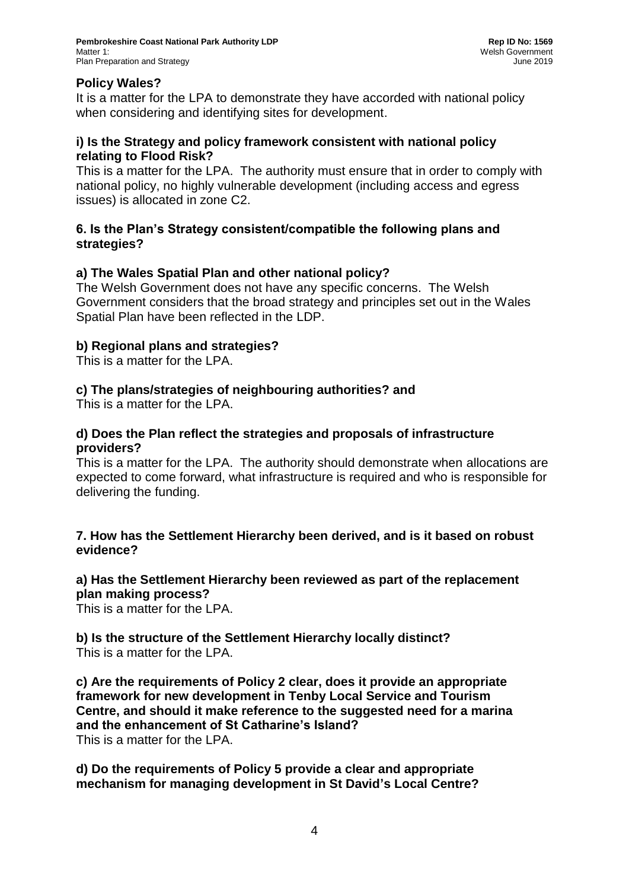**Policy Wales?**

It is a matter for the LPA to demonstrate they have accorded with national policy when considering and identifying sites for development.

**i) Is the Strategy and policy framework consistent with national policy relating to Flood Risk?**

This is a matter for the LPA. The authority must ensure that in order to comply with national policy, no highly vulnerable development (including access and egress issues) is allocated in zone C2.

**6. Is the Plan's Strategy consistent/compatible the following plans and strategies?**

**a) The Wales Spatial Plan and other national policy?**

The Welsh Government does not have any specific concerns. The Welsh Government considers that the broad strategy and principles set out in the Wales Spatial Plan have been reflected in the LDP.

**b) Regional plans and strategies?**

This is a matter for the LPA.

**c) The plans/strategies of neighbouring authorities? and**

This is a matter for the LPA.

**d) Does the Plan reflect the strategies and proposals of infrastructure providers?**

This is a matter for the LPA. The authority should demonstrate when allocations are expected to come forward, what infrastructure is required and who is responsible for delivering the funding.

**7. How has the Settlement Hierarchy been derived, and is it based on robust evidence?**

**a) Has the Settlement Hierarchy been reviewed as part of the replacement plan making process?**

This is a matter for the LPA.

**b) Is the structure of the Settlement Hierarchy locally distinct?**

This is a matter for the LPA.

**c) Are the requirements of Policy 2 clear, does it provide an appropriate framework for new development in Tenby Local Service and Tourism Centre, and should it make reference to the suggested need for a marina and the enhancement of St Catharine's Island?**

This is a matter for the LPA.

**d) Do the requirements of Policy 5 provide a clear and appropriate mechanism for managing development in St David's Local Centre?**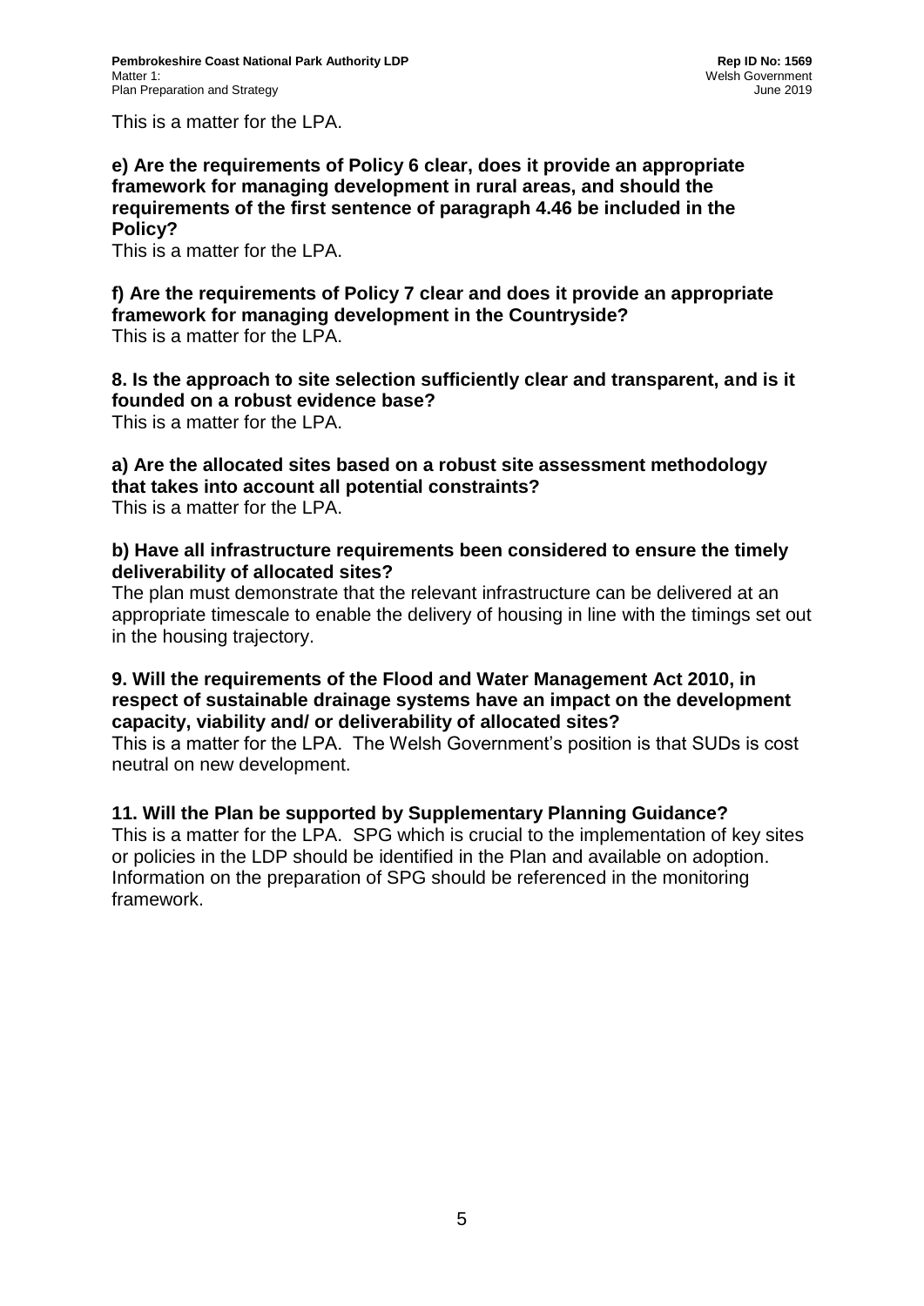This is a matter for the LPA.

**e) Are the requirements of Policy 6 clear, does it provide an appropriate framework for managing development in rural areas, and should the requirements of the first sentence of paragraph 4.46 be included in the Policy?**

This is a matter for the LPA.

**f) Are the requirements of Policy 7 clear and does it provide an appropriate framework for managing development in the Countryside?**

This is a matter for the LPA.

**8. Is the approach to site selection sufficiently clear and transparent, and is it founded on a robust evidence base?**

This is a matter for the LPA.

**a) Are the allocated sites based on a robust site assessment methodology that takes into account all potential constraints?**

This is a matter for the LPA.

**b) Have all infrastructure requirements been considered to ensure the timely deliverability of allocated sites?**

The plan must demonstrate that the relevant infrastructure can be delivered at an appropriate timescale to enable the delivery of housing in line with the timings set out in the housing trajectory.

**9. Will the requirements of the Flood and Water Management Act 2010, in respect of sustainable drainage systems have an impact on the development capacity, viability and/ or deliverability of allocated sites?**

This is a matter for the LPA. The Welsh Government's position is that SUDs is cost neutral on new development.

**11. Will the Plan be supported by Supplementary Planning Guidance?**

This is a matter for the LPA. SPG which is crucial to the implementation of key sites or policies in the LDP should be identified in the Plan and available on adoption. Information on the preparation of SPG should be referenced in the monitoring framework.